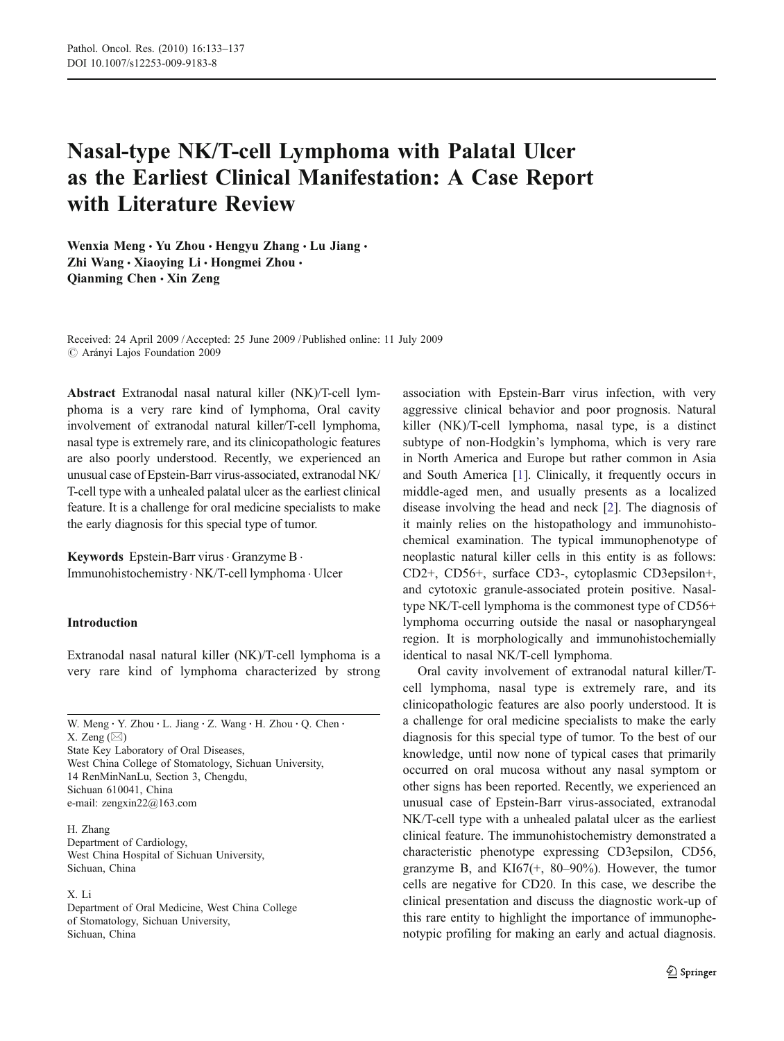# Nasal-type NK/T-cell Lymphoma with Palatal Ulcer as the Earliest Clinical Manifestation: A Case Report with Literature Review

Wenxia Meng · Yu Zhou · Hengyu Zhang · Lu Jiang · Zhi Wang · Xiaoying Li · Hongmei Zhou · Qianming Chen · Xin Zeng

Received: 24 April 2009 / Accepted: 25 June 2009 / Published online: 11 July 2009
© Arányi Lajos Foundation 2009

**Abstract** Extranodal nasal natural killer (NK)/T-cell lymphoma is a very rare kind of lymphoma, Oral cavity involvement of extranodal natural killer/T-cell lymphoma, nasal type is extremely rare, and its clinicopathologic features are also poorly understood. Recently, we experienced an unusual case of Epstein-Barr virus-associated, extranodal NK/T-cell type with a unhealed palatal ulcer as the earliest clinical feature. It is a challenge for oral medicine specialists to make the early diagnosis for this special type of tumor.

**Keywords** Epstein-Barr virus · Granzyme B · Immunohistochemistry · NK/T-cell lymphoma · Ulcer

W. Meng · Y. Zhou · L. Jiang · Z. Wang · H. Zhou · Q. Chen · X. Zeng (✉)
State Key Laboratory of Oral Diseases,
West China College of Stomatology, Sichuan University,
14 RenMinNanLu, Section 3, Chengdu,
Sichuan 610041, China
e-mail: zengxin22@163.com

H. Zhang
Department of Cardiology,
West China Hospital of Sichuan University,
Sichuan, China

X. Li
Department of Oral Medicine, West China College of Stomatology, Sichuan University,
Sichuan, China

## Introduction

Extranodal nasal natural killer (NK)/T-cell lymphoma is a very rare kind of lymphoma characterized by strong association with Epstein-Barr virus infection, with very aggressive clinical behavior and poor prognosis. Natural killer (NK)/T-cell lymphoma, nasal type, is a distinct subtype of non-Hodgkin's lymphoma, which is very rare in North America and Europe but rather common in Asia and South America [1]. Clinically, it frequently occurs in middle-aged men, and usually presents as a localized disease involving the head and neck [2]. The diagnosis of it mainly relies on the histopathology and immunohistochemical examination. The typical immunophenotype of neoplastic natural killer cells in this entity is as follows: CD2+, CD56+, surface CD3-, cytoplasmic CD3epsilon+, and cytotoxic granule-associated protein positive. Nasal-type NK/T-cell lymphoma is the commonest type of CD56+ lymphoma occurring outside the nasal or nasopharyngeal region. It is morphologically and immunohistochemially identical to nasal NK/T-cell lymphoma.

Oral cavity involvement of extranodal natural killer/T-cell lymphoma, nasal type is extremely rare, and its clinicopathologic features are also poorly understood. It is a challenge for oral medicine specialists to make the early diagnosis for this special type of tumor. To the best of our knowledge, until now none of typical cases that primarily occurred on oral mucosa without any nasal symptom or other signs has been reported. Recently, we experienced an unusual case of Epstein-Barr virus-associated, extranodal NK/T-cell type with a unhealed palatal ulcer as the earliest clinical feature. The immunohistochemistry demonstrated a characteristic phenotype expressing CD3epsilon, CD56, granzyme B, and KI67(+, 80–90%). However, the tumor cells are negative for CD20. In this case, we describe the clinical presentation and discuss the diagnostic work-up of this rare entity to highlight the importance of immunophenotypic profiling for making an early and actual diagnosis.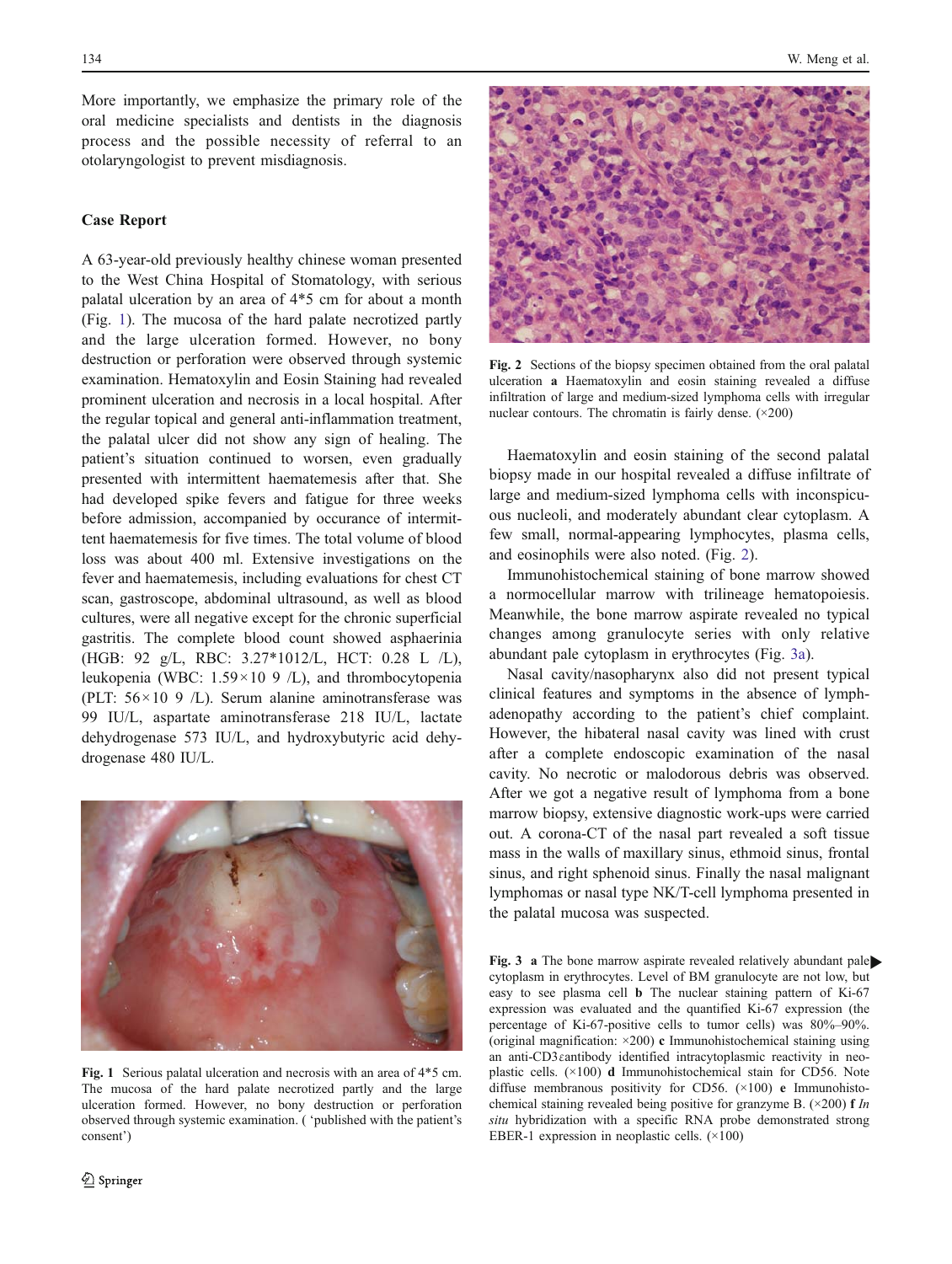More importantly, we emphasize the primary role of the oral medicine specialists and dentists in the diagnosis process and the possible necessity of referral to an otolaryngologist to prevent misdiagnosis.

## Case Report

A 63-year-old previously healthy chinese woman presented to the West China Hospital of Stomatology, with serious palatal ulceration by an area of 4*5 cm for about a month (Fig. 1). The mucosa of the hard palate necrotized partly and the large ulceration formed. However, no bony destruction or perforation were observed through systemic examination. Hematoxylin and Eosin Staining had revealed prominent ulceration and necrosis in a local hospital. After the regular topical and general anti-inflammation treatment, the palatal ulcer did not show any sign of healing. The patient's situation continued to worsen, even gradually presented with intermittent haematemesis after that. She had developed spike fevers and fatigue for three weeks before admission, accompanied by occurance of intermittent haematemesis for five times. The total volume of blood loss was about 400 ml. Extensive investigations on the fever and haematemesis, including evaluations for chest CT scan, gastroscope, abdominal ultrasound, as well as blood cultures, were all negative except for the chronic superficial gastritis. The complete blood count showed asphaerinia (HGB: 92 g/L, RBC: 3.27*1012/L, HCT: 0.28 L /L), leukopenia (WBC: 1.59×10 9 /L), and thrombocytopenia (PLT: 56×10 9 /L). Serum alanine aminotransferase was 99 IU/L, aspartate aminotransferase 218 IU/L, lactate dehydrodehydrogenase 573 IU/L, and hydroxybutyric acid dehydrogenase 480 IU/L.

Fig. 1 Serious palatal ulceration and necrosis with an area of 4*5 cm. The mucosa of the hard palate necrotized partly and the large ulceration formed. However, no bony destruction or perforation observed through systemic examination. ( 'published with the patient's consent')

Fig. 2 Sections of the biopsy specimen obtained from the oral palatal ulceration **a** Haematoxylin and eosin staining revealed a diffuse infiltration of large and medium-sized lymphoma cells with irregular nuclear contours. The chromatin is fairly dense. (×200)

Haematoxylin and eosin staining of the second palatal biopsy made in our hospital revealed a diffuse infiltrate of large and medium-sized lymphoma cells with inconspicuous nucleoli, and moderately abundant clear cytoplasm. A few small, normal-appearing lymphocytes, plasma cells, and eosinophils were also noted. (Fig. 2).

Immunohistochemical staining of bone marrow showed a normocellular marrow with trilineage hematopoiesis. Meanwhile, the bone marrow aspirate revealed no typical changes among granulocyte series with only relative abundant pale cytoplasm in erythrocytes (Fig. 3a).

Nasal cavity/nasopharynx also did not present typical clinical features and symptoms in the absence of lymphadenopathy according to the patient's chief complaint. However, the hibateral nasal cavity was lined with crust after a complete endoscopic examination of the nasal cavity. No necrotic or malodorous debris was observed. After we got a negative result of lymphoma from a bone marrow biopsy, extensive diagnostic work-ups were carried out. A corona-CT of the nasal part revealed a soft tissue mass in the walls of maxillary sinus, ethmoid sinus, frontal sinus, and right sphenoid sinus. Finally the nasal malignant lymphomas or nasal type NK/T-cell lymphoma presented in the palatal mucosa was suspected.

Fig. 3 **a** The bone marrow aspirate revealed relatively abundant pale cytoplasm in erythrocytes. Level of BM granulocyte are not low, but easy to see plasma cell **b** The nuclear staining pattern of Ki-67 expression was evaluated and the quantified Ki-67 expression (the percentage of Ki-67-positive cells to tumor cells) was 80%–90%. (original magnification: ×200) **c** Immunohistochemical staining using an anti-CD3εantibody identified intracytoplasmic reactivity in neoplastic cells. (×100) **d** Immunohistochemical stain for CD56. Note diffuse membranous positivity for CD56. (×100) **e** Immunohistochemical staining revealed being positive for granzyme B. (×200) **f** *In situ* hybridization with a specific RNA probe demonstrated strong EBER-1 expression in neoplastic cells. (×100)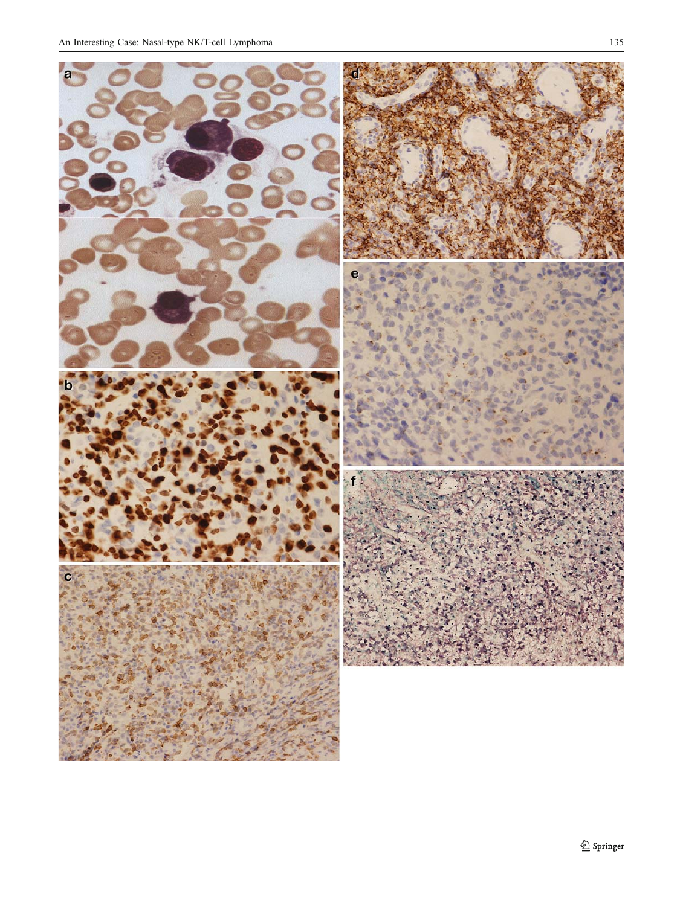a

b

c

d

e

f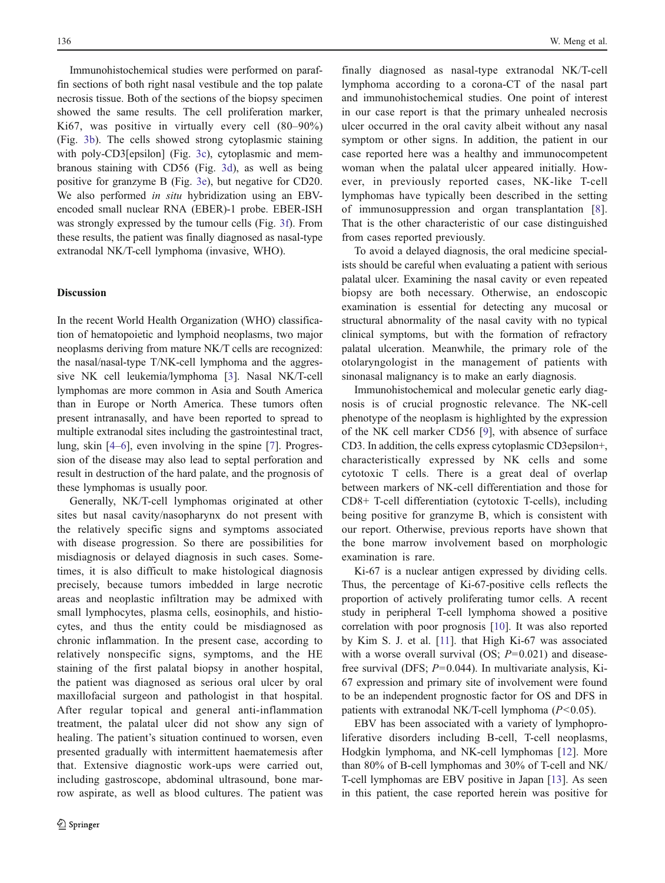Immunohistochemical studies were performed on paraffin sections of both right nasal vestibule and the top palate necrosis tissue. Both of the sections of the biopsy specimen showed the same results. The cell proliferation marker, Ki67, was positive in virtually every cell (80–90%) (Fig. 3b). The cells showed strong cytoplasmic staining with poly-CD3[epsilon] (Fig. 3c), cytoplasmic and membranous staining with CD56 (Fig. 3d), as well as being positive for granzyme B (Fig. 3e), but negative for CD20. We also performed *in situ* hybridization using an EBV-encoded small nuclear RNA (EBER)-1 probe. EBER-ISH was strongly expressed by the tumour cells (Fig. 3f). From these results, the patient was finally diagnosed as nasal-type extranodal NK/T-cell lymphoma (invasive, WHO).

## Discussion

In the recent World Health Organization (WHO) classification of hematopoietic and lymphoid neoplasms, two major neoplasms deriving from mature NK/T cells are recognized: the nasal/nasal-type T/NK-cell lymphoma and the aggressive NK cell leukemia/lymphoma [3]. Nasal NK/T-cell lymphomas are more common in Asia and South America than in Europe or North America. These tumors often present intranasally, and have been reported to spread to multiple extranodal sites including the gastrointestinal tract, lung, skin [4–6], even involving in the spine [7]. Progression of the disease may also lead to septal perforation and result in destruction of the hard palate, and the prognosis of these lymphomas is usually poor.

Generally, NK/T-cell lymphomas originated at other sites but nasal cavity/nasopharynx do not present with the relatively specific signs and symptoms associated with disease progression. So there are possibilities for misdiagnosis or delayed diagnosis in such cases. Sometimes, it is also difficult to make histological diagnosis precisely, because tumors imbedded in large necrotic areas and neoplastic infiltration may be admixed with small lymphocytes, plasma cells, eosinophils, and histiocytes, and thus the entity could be misdiagnosed as chronic inflammation. In the present case, according to relatively nonspecific signs, symptoms, and the HE staining of the first palatal biopsy in another hospital, the patient was diagnosed as serious oral ulcer by oral maxillofacial surgeon and pathologist in that hospital. After regular topical and general anti-inflammation treatment, the palatal ulcer did not show any sign of healing. The patient's situation continued to worsen, even presented gradually with intermittent haematemesis after that. Extensive diagnostic work-ups were carried out, including gastroscope, abdominal ultrasound, bone marrow aspirate, as well as blood cultures. The patient was finally diagnosed as nasal-type extranodal NK/T-cell lymphoma according to a corona-CT of the nasal part and immunohistochemical studies. One point of interest in our case report is that the primary unhealed necrosis ulcer occurred in the oral cavity albeit without any nasal symptom or other signs. In addition, the patient in our case reported here was a healthy and immunocompetent woman when the palatal ulcer appeared initially. However, in previously reported cases, NK-like T-cell lymphomas have typically been described in the setting of immunosuppression and organ transplantation [8]. That is the other characteristic of our case distinguished from cases reported previously.

To avoid a delayed diagnosis, the oral medicine specialists should be careful when evaluating a patient with serious palatal ulcer. Examining the nasal cavity or even repeated biopsy are both necessary. Otherwise, an endoscopic examination is essential for detecting any mucosal or structural abnormality of the nasal cavity with no typical clinical symptoms, but with the formation of refractory palatal ulceration. Meanwhile, the primary role of the otolaryngologist in the management of patients with sinonasal malignancy is to make an early diagnosis.

Immunohistochemical and molecular genetic early diagnosis is of crucial prognostic relevance. The NK-cell phenotype of the neoplasm is highlighted by the expression of the NK cell marker CD56 [9], with absence of surface CD3. In addition, the cells express cytoplasmic CD3epsilon+, characteristically expressed by NK cells and some cytotoxic T cells. There is a great deal of overlap between markers of NK-cell differentiation and those for CD8+ T-cell differentiation (cytotoxic T-cells), including being positive for granzyme B, which is consistent with our report. Otherwise, previous reports have shown that the bone marrow involvement based on morphologic examination is rare.

Ki-67 is a nuclear antigen expressed by dividing cells. Thus, the percentage of Ki-67-positive cells reflects the proportion of actively proliferating tumor cells. A recent study in peripheral T-cell lymphoma showed a positive correlation with poor prognosis [10]. It was also reported by Kim S. J. et al. [11]. that High Ki-67 was associated with a worse overall survival (OS; $P=0.021$) and disease-free survival (DFS; $P=0.044$). In multivariate analysis, Ki-67 expression and primary site of involvement were found to be an independent prognostic factor for OS and DFS in patients with extranodal NK/T-cell lymphoma ($P<0.05$).

EBV has been associated with a variety of lymphoproliferative disorders including B-cell, T-cell neoplasms, Hodgkin lymphoma, and NK-cell lymphomas [12]. More than 80% of B-cell lymphomas and 30% of T-cell and NK/T-cell lymphomas are EBV positive in Japan [13]. As seen in this patient, the case reported herein was positive for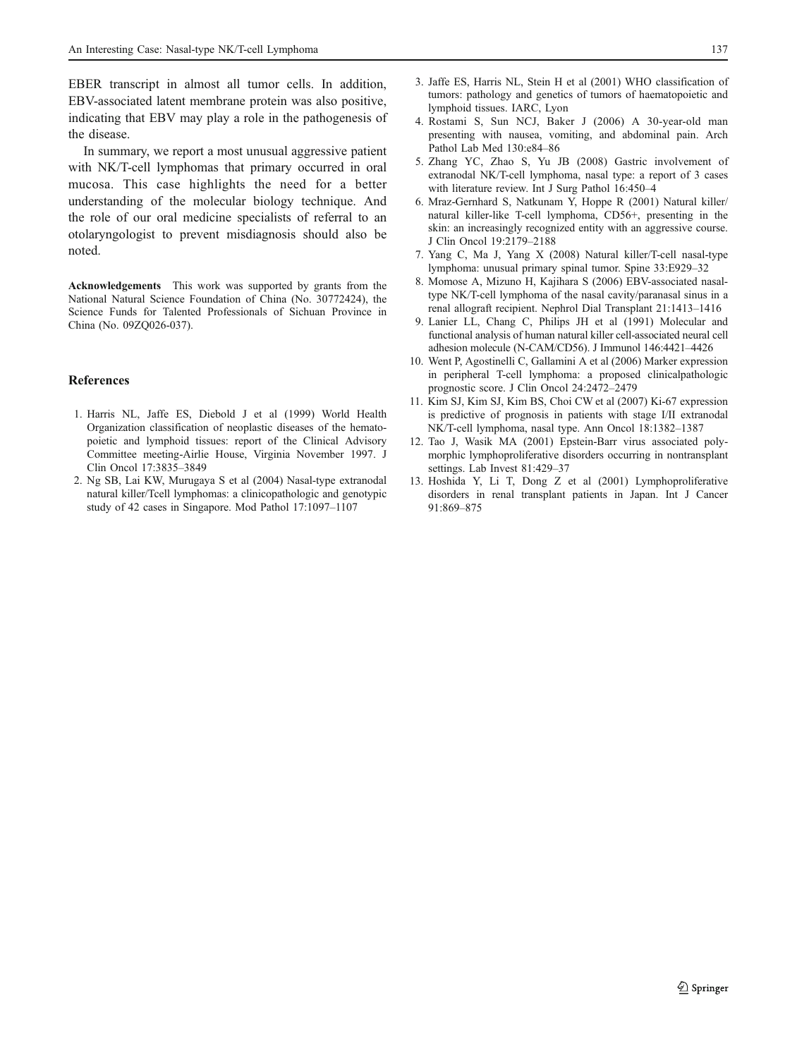EBER transcript in almost all tumor cells. In addition, EBV-associated latent membrane protein was also positive, indicating that EBV may play a role in the pathogenesis of the disease.

In summary, we report a most unusual aggressive patient with NK/T-cell lymphomas that primary occurred in oral mucosa. This case highlights the need for a better understanding of the molecular biology technique. And the role of our oral medicine specialists of referral to an otolaryngologist to prevent misdiagnosis should also be noted.

**Acknowledgements** This work was supported by grants from the National Natural Science Foundation of China (No. 30772424), the Science Funds for Talented Professionals of Sichuan Province in China (No. 09ZQ026-037).

## References

1. Harris NL, Jaffe ES, Diebold J et al (1999) World Health Organization classification of neoplastic diseases of the hematopoietic and lymphoid tissues: report of the Clinical Advisory Committee meeting-Airlie House, Virginia November 1997. J Clin Oncol 17:3835–3849
2. Ng SB, Lai KW, Murugaya S et al (2004) Nasal-type extranodal natural killer/Tcell lymphomas: a clinicopathologic and genotypic study of 42 cases in Singapore. Mod Pathol 17:1097–1107
3. Jaffe ES, Harris NL, Stein H et al (2001) WHO classification of tumors: pathology and genetics of tumors of haematopoietic and lymphoid tissues. IARC, Lyon
4. Rostami S, Sun NCJ, Baker J (2006) A 30-year-old man presenting with nausea, vomiting, and abdominal pain. Arch Pathol Lab Med 130:e84–86
5. Zhang YC, Zhao S, Yu JB (2008) Gastric involvement of extranodal NK/T-cell lymphoma, nasal type: a report of 3 cases with literature review. Int J Surg Pathol 16:450–4
6. Mraz-Gernhard S, Natkunam Y, Hoppe R (2001) Natural killer/natural killer-like T-cell lymphoma, CD56+, presenting in the skin: an increasingly recognized entity with an aggressive course. J Clin Oncol 19:2179–2188
7. Yang C, Ma J, Yang X (2008) Natural killer/T-cell nasal-type lymphoma: unusual primary spinal tumor. Spine 33:E929–32
8. Momose A, Mizuno H, Kajihara S (2006) EBV-associated nasal-type NK/T-cell lymphoma of the nasal cavity/paranasal sinus in a renal allograft recipient. Nephrol Dial Transplant 21:1413–1416
9. Lanier LL, Chang C, Philips JH et al (1991) Molecular and functional analysis of human natural killer cell-associated neural cell adhesion molecule (N-CAM/CD56). J Immunol 146:4421–4426
10. Went P, Agostinelli C, Gallamini A et al (2006) Marker expression in peripheral T-cell lymphoma: a proposed clinicalpathologic prognostic score. J Clin Oncol 24:2472–2479
11. Kim SJ, Kim SJ, Kim BS, Choi CW et al (2007) Ki-67 expression is predictive of prognosis in patients with stage I/II extranodal NK/T-cell lymphoma, nasal type. Ann Oncol 18:1382–1387
12. Tao J, Wasik MA (2001) Epstein-Barr virus associated polymorphic lymphoproliferative disorders occurring in nontransplant settings. Lab Invest 81:429–37
13. Hoshida Y, Li T, Dong Z et al (2001) Lymphoproliferative disorders in renal transplant patients in Japan. Int J Cancer 91:869–875